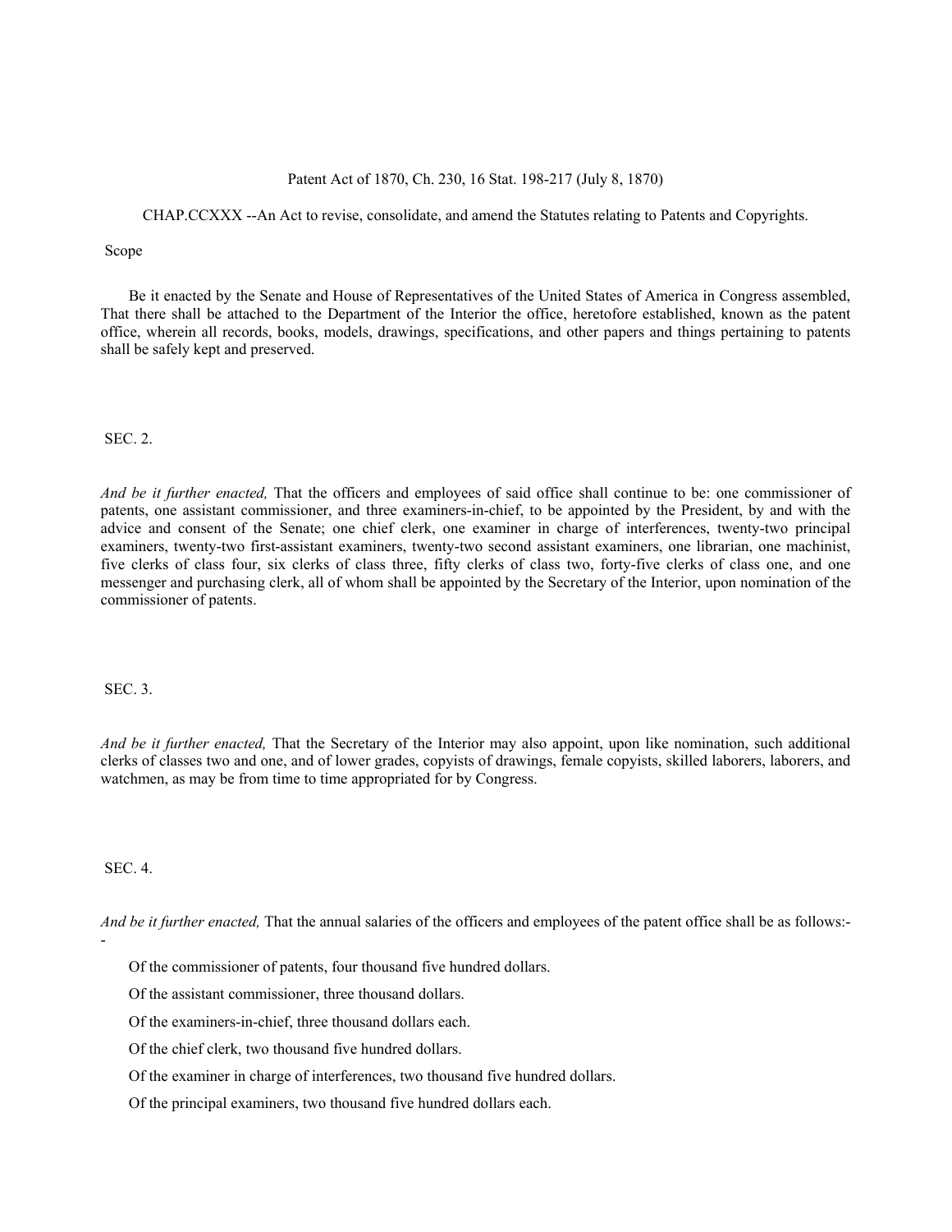# Patent Act of 1870, Ch. 230, 16 Stat. 198-217 (July 8, 1870)

CHAP.CCXXX --An Act to revise, consolidate, and amend the Statutes relating to Patents and Copyrights.

Scope

Be it enacted by the Senate and House of Representatives of the United States of America in Congress assembled, That there shall be attached to the Department of the Interior the office, heretofore established, known as the patent office, wherein all records, books, models, drawings, specifications, and other papers and things pertaining to patents shall be safely kept and preserved.

SEC. 2.

*And be it further enacted,* That the officers and employees of said office shall continue to be: one commissioner of patents, one assistant commissioner, and three examiners-in-chief, to be appointed by the President, by and with the advice and consent of the Senate; one chief clerk, one examiner in charge of interferences, twenty-two principal examiners, twenty-two first-assistant examiners, twenty-two second assistant examiners, one librarian, one machinist, five clerks of class four, six clerks of class three, fifty clerks of class two, forty-five clerks of class one, and one messenger and purchasing clerk, all of whom shall be appointed by the Secretary of the Interior, upon nomination of the commissioner of patents.

SEC. 3.

*And be it further enacted,* That the Secretary of the Interior may also appoint, upon like nomination, such additional clerks of classes two and one, and of lower grades, copyists of drawings, female copyists, skilled laborers, laborers, and watchmen, as may be from time to time appropriated for by Congress.

SEC. 4.

*And be it further enacted,* That the annual salaries of the officers and employees of the patent office shall be as follows:--

Of the commissioner of patents, four thousand five hundred dollars.

Of the assistant commissioner, three thousand dollars.

Of the examiners-in-chief, three thousand dollars each.

Of the chief clerk, two thousand five hundred dollars.

Of the examiner in charge of interferences, two thousand five hundred dollars.

Of the principal examiners, two thousand five hundred dollars each.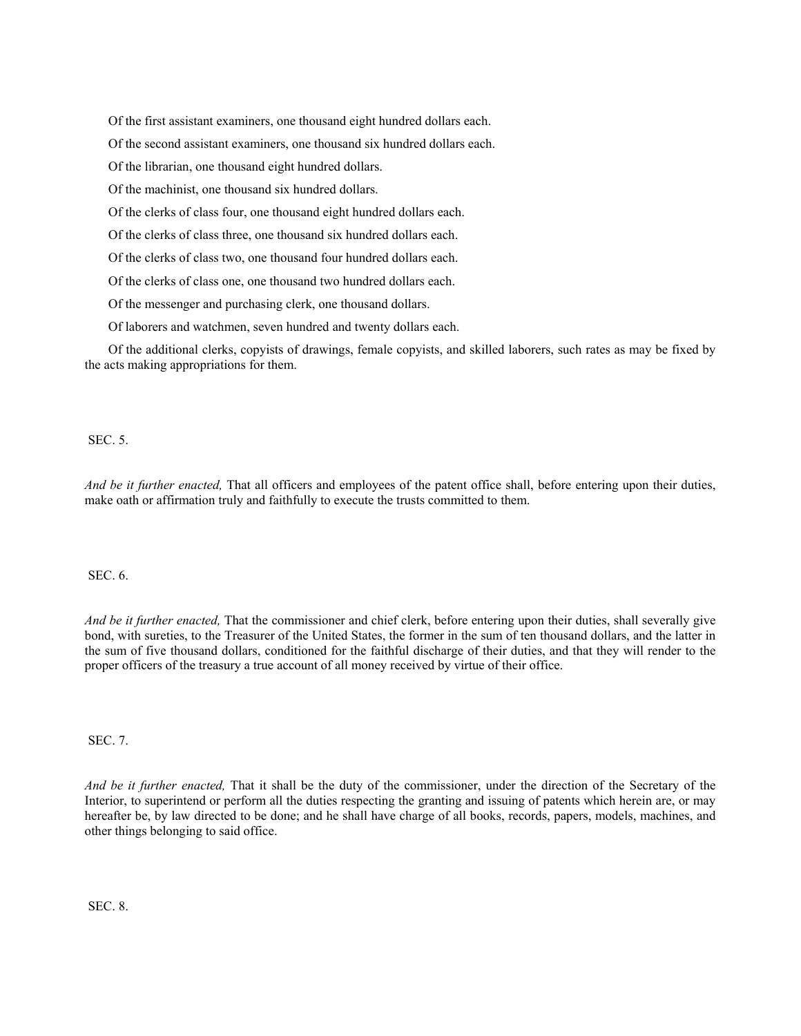Of the first assistant examiners, one thousand eight hundred dollars each.

Of the second assistant examiners, one thousand six hundred dollars each.

Of the librarian, one thousand eight hundred dollars.

Of the machinist, one thousand six hundred dollars.

Of the clerks of class four, one thousand eight hundred dollars each.

Of the clerks of class three, one thousand six hundred dollars each.

Of the clerks of class two, one thousand four hundred dollars each.

Of the clerks of class one, one thousand two hundred dollars each.

Of the messenger and purchasing clerk, one thousand dollars.

Of laborers and watchmen, seven hundred and twenty dollars each.

Of the additional clerks, copyists of drawings, female copyists, and skilled laborers, such rates as may be fixed by the acts making appropriations for them.

SEC. 5.

*And be it further enacted,* That all officers and employees of the patent office shall, before entering upon their duties, make oath or affirmation truly and faithfully to execute the trusts committed to them.

SEC. 6.

*And be it further enacted,* That the commissioner and chief clerk, before entering upon their duties, shall severally give bond, with sureties, to the Treasurer of the United States, the former in the sum of ten thousand dollars, and the latter in the sum of five thousand dollars, conditioned for the faithful discharge of their duties, and that they will render to the proper officers of the treasury a true account of all money received by virtue of their office.

SEC. 7.

*And be it further enacted,* That it shall be the duty of the commissioner, under the direction of the Secretary of the Interior, to superintend or perform all the duties respecting the granting and issuing of patents which herein are, or may hereafter be, by law directed to be done; and he shall have charge of all books, records, papers, models, machines, and other things belonging to said office.

SEC. 8.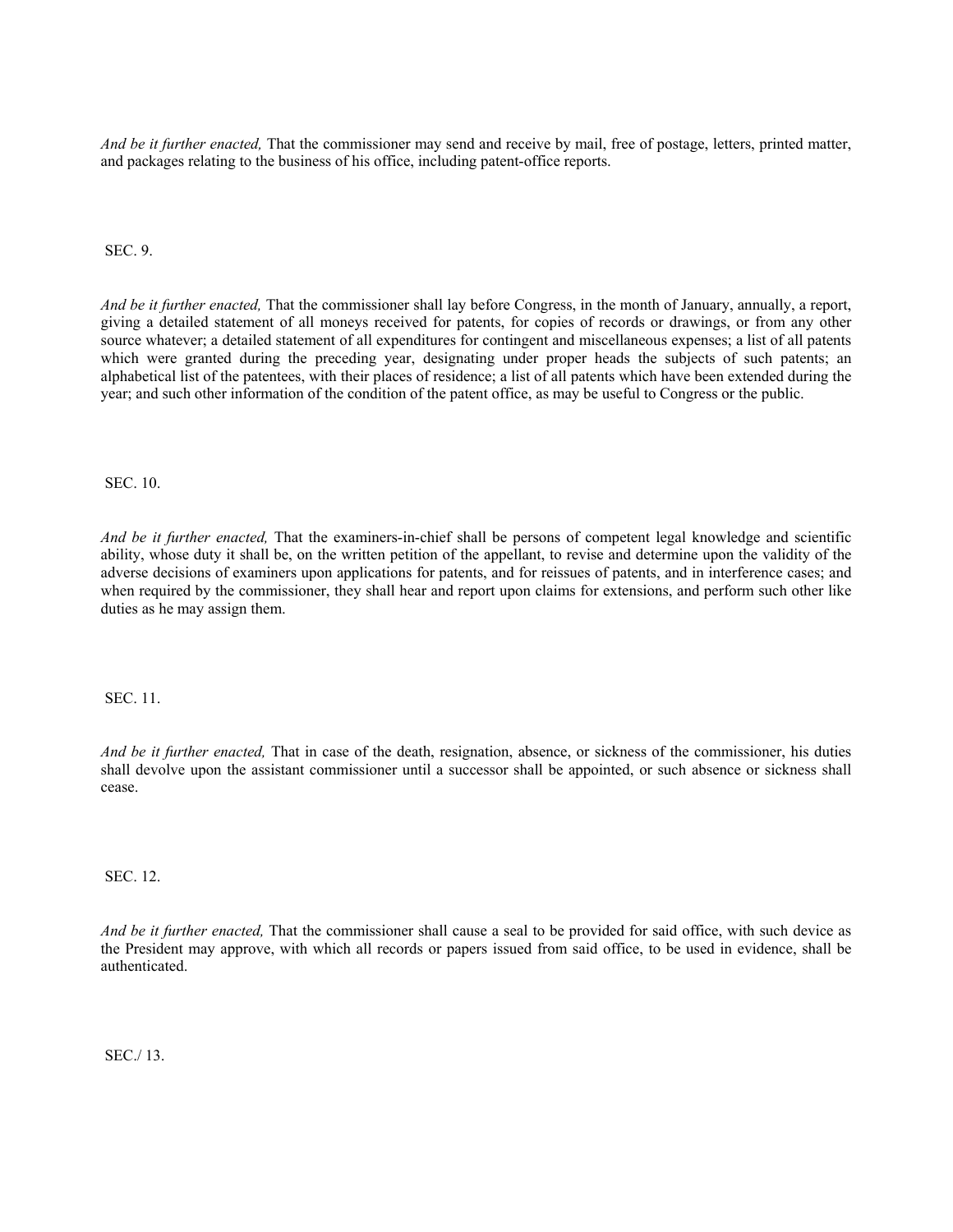*And be it further enacted,* That the commissioner may send and receive by mail, free of postage, letters, printed matter, and packages relating to the business of his office, including patent-office reports.

SEC. 9.

*And be it further enacted,* That the commissioner shall lay before Congress, in the month of January, annually, a report, giving a detailed statement of all moneys received for patents, for copies of records or drawings, or from any other source whatever; a detailed statement of all expenditures for contingent and miscellaneous expenses; a list of all patents which were granted during the preceding year, designating under proper heads the subjects of such patents; an alphabetical list of the patentees, with their places of residence; a list of all patents which have been extended during the year; and such other information of the condition of the patent office, as may be useful to Congress or the public.

SEC. 10.

*And be it further enacted,* That the examiners-in-chief shall be persons of competent legal knowledge and scientific ability, whose duty it shall be, on the written petition of the appellant, to revise and determine upon the validity of the adverse decisions of examiners upon applications for patents, and for reissues of patents, and in interference cases; and when required by the commissioner, they shall hear and report upon claims for extensions, and perform such other like duties as he may assign them.

SEC. 11.

*And be it further enacted,* That in case of the death, resignation, absence, or sickness of the commissioner, his duties shall devolve upon the assistant commissioner until a successor shall be appointed, or such absence or sickness shall cease.

SEC. 12.

*And be it further enacted,* That the commissioner shall cause a seal to be provided for said office, with such device as the President may approve, with which all records or papers issued from said office, to be used in evidence, shall be authenticated.

SEC./ 13.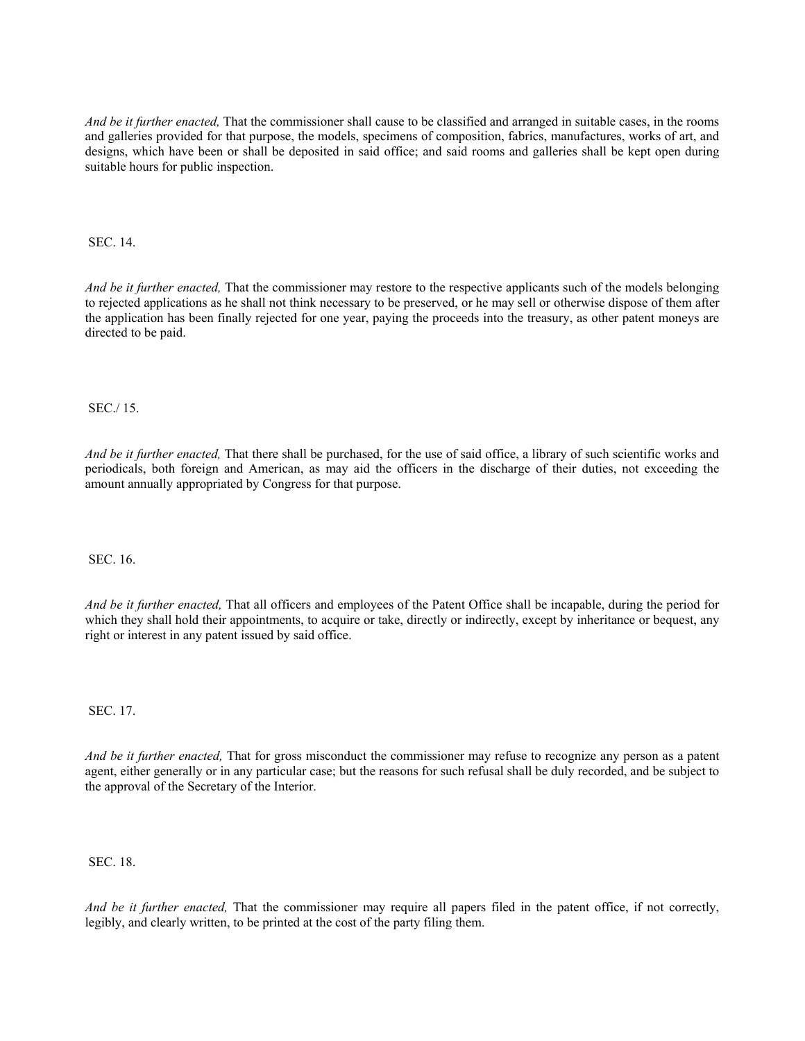*And be it further enacted,* That the commissioner shall cause to be classified and arranged in suitable cases, in the rooms and galleries provided for that purpose, the models, specimens of composition, fabrics, manufactures, works of art, and designs, which have been or shall be deposited in said office; and said rooms and galleries shall be kept open during suitable hours for public inspection.

SEC. 14.

*And be it further enacted,* That the commissioner may restore to the respective applicants such of the models belonging to rejected applications as he shall not think necessary to be preserved, or he may sell or otherwise dispose of them after the application has been finally rejected for one year, paying the proceeds into the treasury, as other patent moneys are directed to be paid.

SEC./ 15.

*And be it further enacted,* That there shall be purchased, for the use of said office, a library of such scientific works and periodicals, both foreign and American, as may aid the officers in the discharge of their duties, not exceeding the amount annually appropriated by Congress for that purpose.

SEC. 16.

*And be it further enacted,* That all officers and employees of the Patent Office shall be incapable, during the period for which they shall hold their appointments, to acquire or take, directly or indirectly, except by inheritance or bequest, any right or interest in any patent issued by said office.

SEC. 17.

*And be it further enacted,* That for gross misconduct the commissioner may refuse to recognize any person as a patent agent, either generally or in any particular case; but the reasons for such refusal shall be duly recorded, and be subject to the approval of the Secretary of the Interior.

SEC. 18.

*And be it further enacted,* That the commissioner may require all papers filed in the patent office, if not correctly, legibly, and clearly written, to be printed at the cost of the party filing them.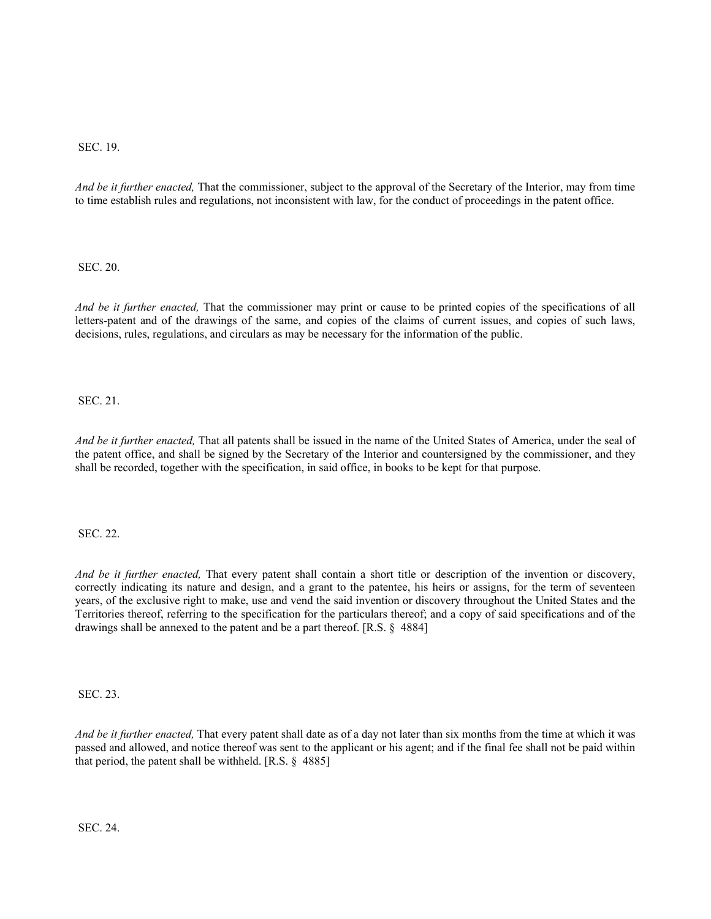SEC. 19.

*And be it further enacted,* That the commissioner, subject to the approval of the Secretary of the Interior, may from time to time establish rules and regulations, not inconsistent with law, for the conduct of proceedings in the patent office.

SEC. 20.

*And be it further enacted,* That the commissioner may print or cause to be printed copies of the specifications of all letters-patent and of the drawings of the same, and copies of the claims of current issues, and copies of such laws, decisions, rules, regulations, and circulars as may be necessary for the information of the public.

SEC. 21.

*And be it further enacted,* That all patents shall be issued in the name of the United States of America, under the seal of the patent office, and shall be signed by the Secretary of the Interior and countersigned by the commissioner, and they shall be recorded, together with the specification, in said office, in books to be kept for that purpose.

SEC. 22.

*And be it further enacted,* That every patent shall contain a short title or description of the invention or discovery, correctly indicating its nature and design, and a grant to the patentee, his heirs or assigns, for the term of seventeen years, of the exclusive right to make, use and vend the said invention or discovery throughout the United States and the Territories thereof, referring to the specification for the particulars thereof; and a copy of said specifications and of the drawings shall be annexed to the patent and be a part thereof. [R.S. § 4884]

SEC. 23.

*And be it further enacted,* That every patent shall date as of a day not later than six months from the time at which it was passed and allowed, and notice thereof was sent to the applicant or his agent; and if the final fee shall not be paid within that period, the patent shall be withheld. [R.S. § 4885]

SEC. 24.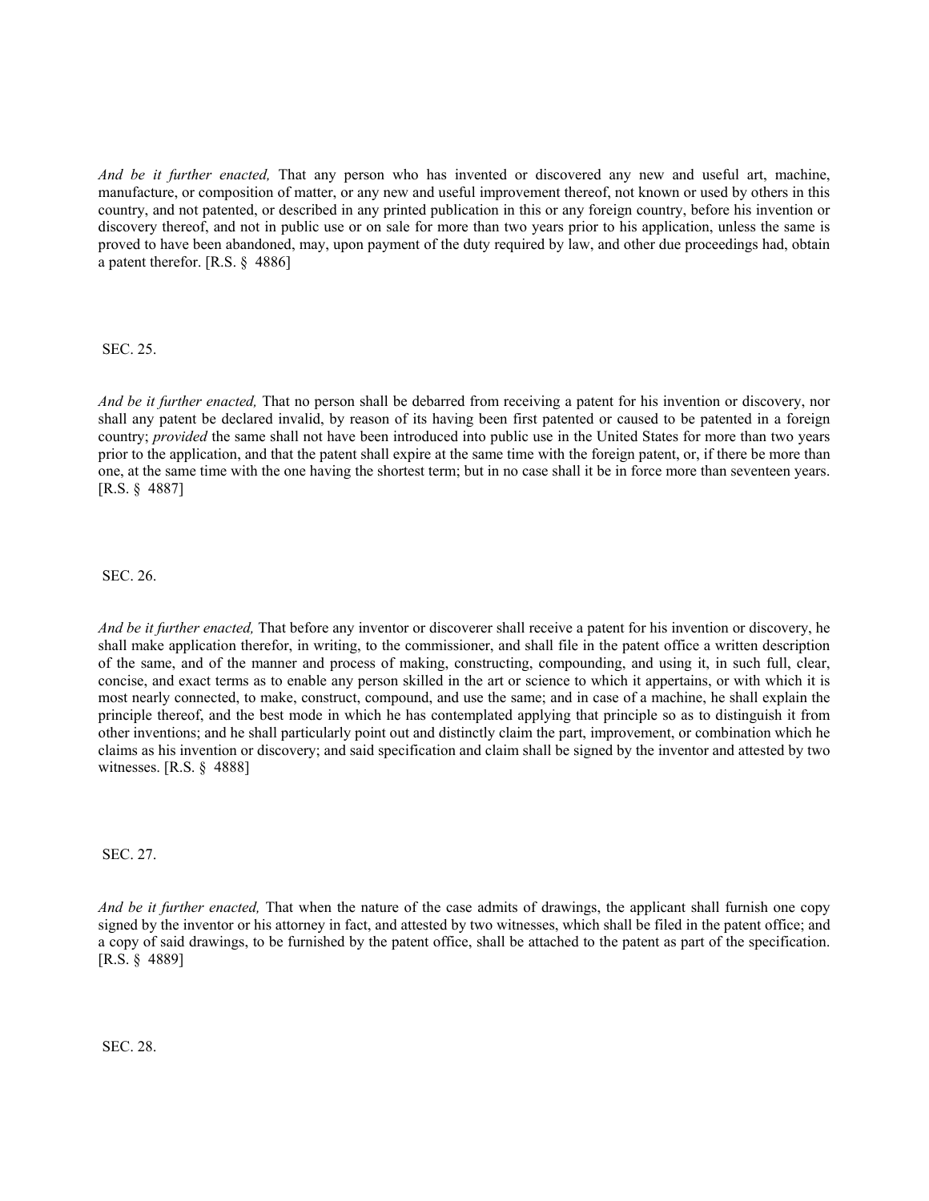*And be it further enacted,* That any person who has invented or discovered any new and useful art, machine, manufacture, or composition of matter, or any new and useful improvement thereof, not known or used by others in this country, and not patented, or described in any printed publication in this or any foreign country, before his invention or discovery thereof, and not in public use or on sale for more than two years prior to his application, unless the same is proved to have been abandoned, may, upon payment of the duty required by law, and other due proceedings had, obtain a patent therefor. [R.S. § 4886]

SEC. 25.

*And be it further enacted,* That no person shall be debarred from receiving a patent for his invention or discovery, nor shall any patent be declared invalid, by reason of its having been first patented or caused to be patented in a foreign country; *provided* the same shall not have been introduced into public use in the United States for more than two years prior to the application, and that the patent shall expire at the same time with the foreign patent, or, if there be more than one, at the same time with the one having the shortest term; but in no case shall it be in force more than seventeen years. [R.S. § 4887]

SEC. 26.

*And be it further enacted,* That before any inventor or discoverer shall receive a patent for his invention or discovery, he shall make application therefor, in writing, to the commissioner, and shall file in the patent office a written description of the same, and of the manner and process of making, constructing, compounding, and using it, in such full, clear, concise, and exact terms as to enable any person skilled in the art or science to which it appertains, or with which it is most nearly connected, to make, construct, compound, and use the same; and in case of a machine, he shall explain the principle thereof, and the best mode in which he has contemplated applying that principle so as to distinguish it from other inventions; and he shall particularly point out and distinctly claim the part, improvement, or combination which he claims as his invention or discovery; and said specification and claim shall be signed by the inventor and attested by two witnesses. [R.S. § 4888]

SEC. 27.

*And be it further enacted,* That when the nature of the case admits of drawings, the applicant shall furnish one copy signed by the inventor or his attorney in fact, and attested by two witnesses, which shall be filed in the patent office; and a copy of said drawings, to be furnished by the patent office, shall be attached to the patent as part of the specification. [R.S. § 4889]

SEC. 28.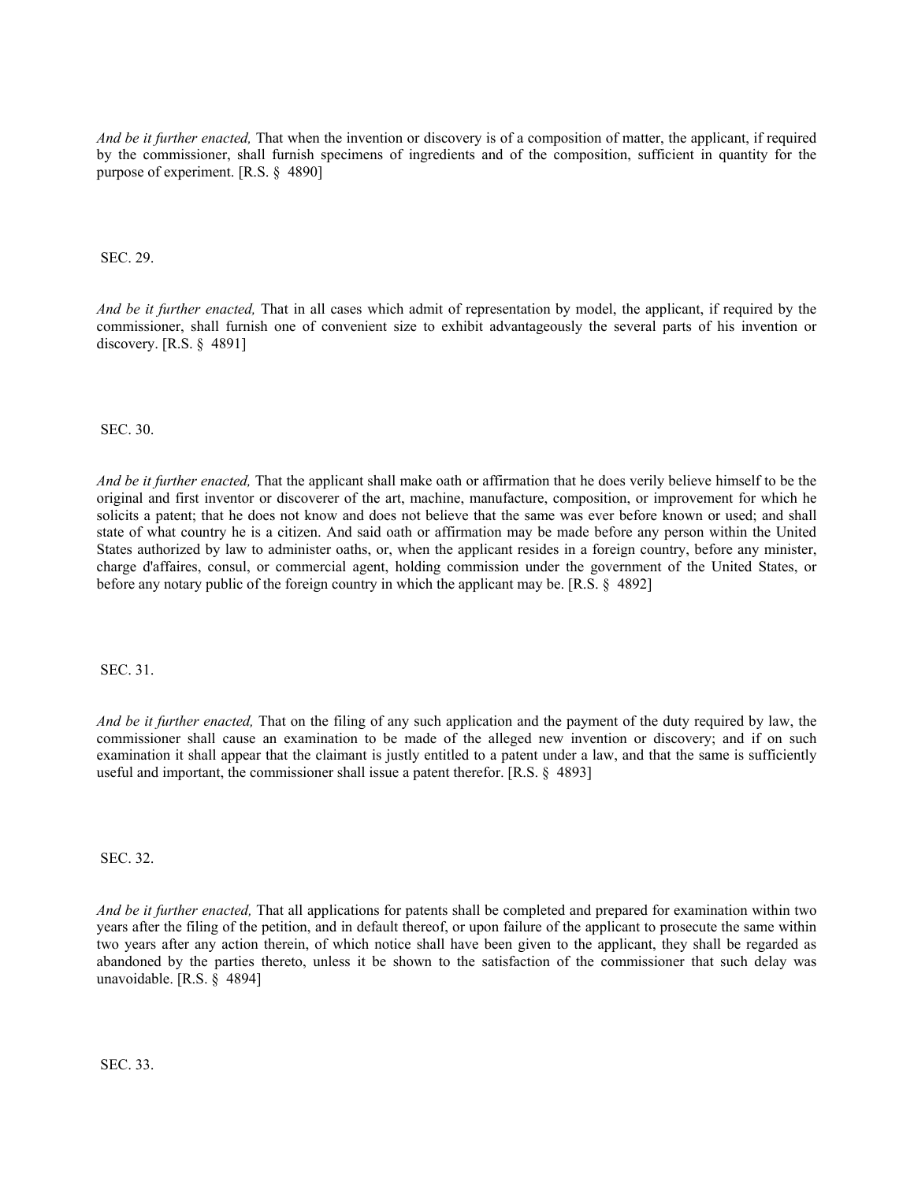*And be it further enacted,* That when the invention or discovery is of a composition of matter, the applicant, if required by the commissioner, shall furnish specimens of ingredients and of the composition, sufficient in quantity for the purpose of experiment. [R.S. § 4890]

SEC. 29.

*And be it further enacted,* That in all cases which admit of representation by model, the applicant, if required by the commissioner, shall furnish one of convenient size to exhibit advantageously the several parts of his invention or discovery. [R.S. § 4891]

SEC. 30.

*And be it further enacted,* That the applicant shall make oath or affirmation that he does verily believe himself to be the original and first inventor or discoverer of the art, machine, manufacture, composition, or improvement for which he solicits a patent; that he does not know and does not believe that the same was ever before known or used; and shall state of what country he is a citizen. And said oath or affirmation may be made before any person within the United States authorized by law to administer oaths, or, when the applicant resides in a foreign country, before any minister, charge d'affaires, consul, or commercial agent, holding commission under the government of the United States, or before any notary public of the foreign country in which the applicant may be. [R.S. § 4892]

SEC. 31.

*And be it further enacted,* That on the filing of any such application and the payment of the duty required by law, the commissioner shall cause an examination to be made of the alleged new invention or discovery; and if on such examination it shall appear that the claimant is justly entitled to a patent under a law, and that the same is sufficiently useful and important, the commissioner shall issue a patent therefor. [R.S. § 4893]

SEC. 32.

*And be it further enacted,* That all applications for patents shall be completed and prepared for examination within two years after the filing of the petition, and in default thereof, or upon failure of the applicant to prosecute the same within two years after any action therein, of which notice shall have been given to the applicant, they shall be regarded as abandoned by the parties thereto, unless it be shown to the satisfaction of the commissioner that such delay was unavoidable. [R.S. § 4894]

SEC. 33.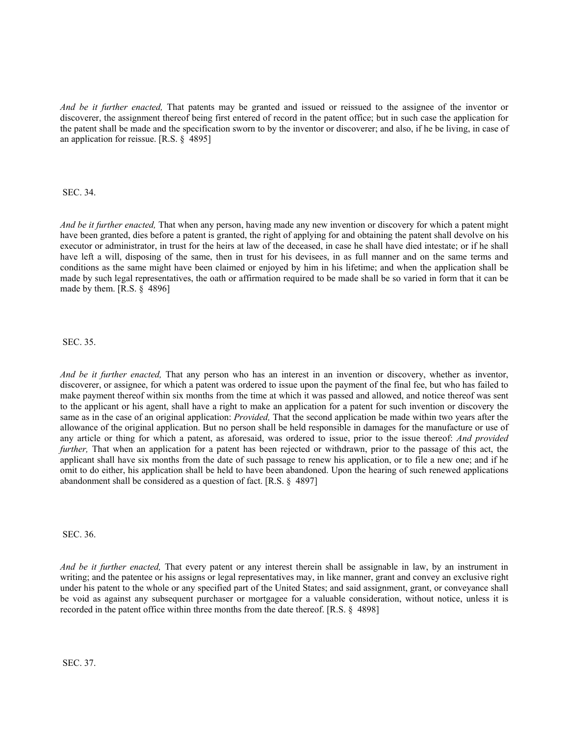*And be it further enacted,* That patents may be granted and issued or reissued to the assignee of the inventor or discoverer, the assignment thereof being first entered of record in the patent office; but in such case the application for the patent shall be made and the specification sworn to by the inventor or discoverer; and also, if he be living, in case of an application for reissue. [R.S. § 4895]

SEC. 34.

*And be it further enacted,* That when any person, having made any new invention or discovery for which a patent might have been granted, dies before a patent is granted, the right of applying for and obtaining the patent shall devolve on his executor or administrator, in trust for the heirs at law of the deceased, in case he shall have died intestate; or if he shall have left a will, disposing of the same, then in trust for his devisees, in as full manner and on the same terms and conditions as the same might have been claimed or enjoyed by him in his lifetime; and when the application shall be made by such legal representatives, the oath or affirmation required to be made shall be so varied in form that it can be made by them. [R.S. § 4896]

SEC. 35.

*And be it further enacted,* That any person who has an interest in an invention or discovery, whether as inventor, discoverer, or assignee, for which a patent was ordered to issue upon the payment of the final fee, but who has failed to make payment thereof within six months from the time at which it was passed and allowed, and notice thereof was sent to the applicant or his agent, shall have a right to make an application for a patent for such invention or discovery the same as in the case of an original application: *Provided,* That the second application be made within two years after the allowance of the original application. But no person shall be held responsible in damages for the manufacture or use of any article or thing for which a patent, as aforesaid, was ordered to issue, prior to the issue thereof: *And provided further,* That when an application for a patent has been rejected or withdrawn, prior to the passage of this act, the applicant shall have six months from the date of such passage to renew his application, or to file a new one; and if he omit to do either, his application shall be held to have been abandoned. Upon the hearing of such renewed applications abandonment shall be considered as a question of fact. [R.S. § 4897]

SEC. 36.

*And be it further enacted,* That every patent or any interest therein shall be assignable in law, by an instrument in writing; and the patentee or his assigns or legal representatives may, in like manner, grant and convey an exclusive right under his patent to the whole or any specified part of the United States; and said assignment, grant, or conveyance shall be void as against any subsequent purchaser or mortgagee for a valuable consideration, without notice, unless it is recorded in the patent office within three months from the date thereof. [R.S. § 4898]

SEC. 37.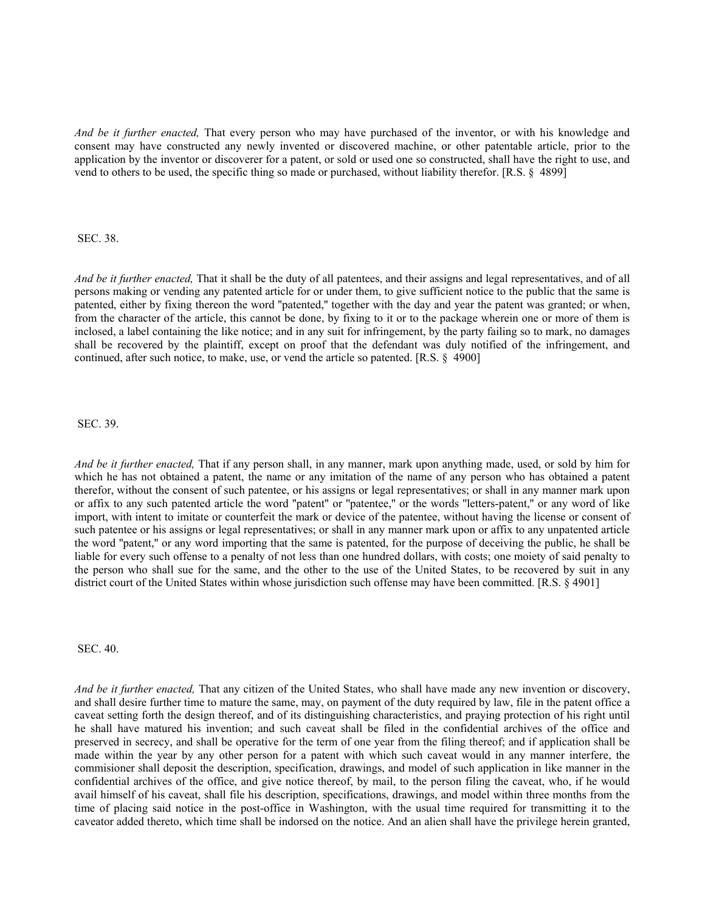*And be it further enacted,* That every person who may have purchased of the inventor, or with his knowledge and consent may have constructed any newly invented or discovered machine, or other patentable article, prior to the application by the inventor or discoverer for a patent, or sold or used one so constructed, shall have the right to use, and vend to others to be used, the specific thing so made or purchased, without liability therefor. [R.S. § 4899]

SEC. 38.

*And be it further enacted,* That it shall be the duty of all patentees, and their assigns and legal representatives, and of all persons making or vending any patented article for or under them, to give sufficient notice to the public that the same is patented, either by fixing thereon the word "patented," together with the day and year the patent was granted; or when, from the character of the article, this cannot be done, by fixing to it or to the package wherein one or more of them is inclosed, a label containing the like notice; and in any suit for infringement, by the party failing so to mark, no damages shall be recovered by the plaintiff, except on proof that the defendant was duly notified of the infringement, and continued, after such notice, to make, use, or vend the article so patented. [R.S. § 4900]

SEC. 39.

*And be it further enacted,* That if any person shall, in any manner, mark upon anything made, used, or sold by him for which he has not obtained a patent, the name or any imitation of the name of any person who has obtained a patent therefor, without the consent of such patentee, or his assigns or legal representatives; or shall in any manner mark upon or affix to any such patented article the word "patent" or "patentee," or the words "letters-patent," or any word of like import, with intent to imitate or counterfeit the mark or device of the patentee, without having the license or consent of such patentee or his assigns or legal representatives; or shall in any manner mark upon or affix to any unpatented article the word "patent," or any word importing that the same is patented, for the purpose of deceiving the public, he shall be liable for every such offense to a penalty of not less than one hundred dollars, with costs; one moiety of said penalty to the person who shall sue for the same, and the other to the use of the United States, to be recovered by suit in any district court of the United States within whose jurisdiction such offense may have been committed. [R.S. § 4901]

SEC. 40.

*And be it further enacted,* That any citizen of the United States, who shall have made any new invention or discovery, and shall desire further time to mature the same, may, on payment of the duty required by law, file in the patent office a caveat setting forth the design thereof, and of its distinguishing characteristics, and praying protection of his right until he shall have matured his invention; and such caveat shall be filed in the confidential archives of the office and preserved in secrecy, and shall be operative for the term of one year from the filing thereof; and if application shall be made within the year by any other person for a patent with which such caveat would in any manner interfere, the commisioner shall deposit the description, specification, drawings, and model of such application in like manner in the confidential archives of the office, and give notice thereof, by mail, to the person filing the caveat, who, if he would avail himself of his caveat, shall file his description, specifications, drawings, and model within three months from the time of placing said notice in the post-office in Washington, with the usual time required for transmitting it to the caveator added thereto, which time shall be indorsed on the notice. And an alien shall have the privilege herein granted,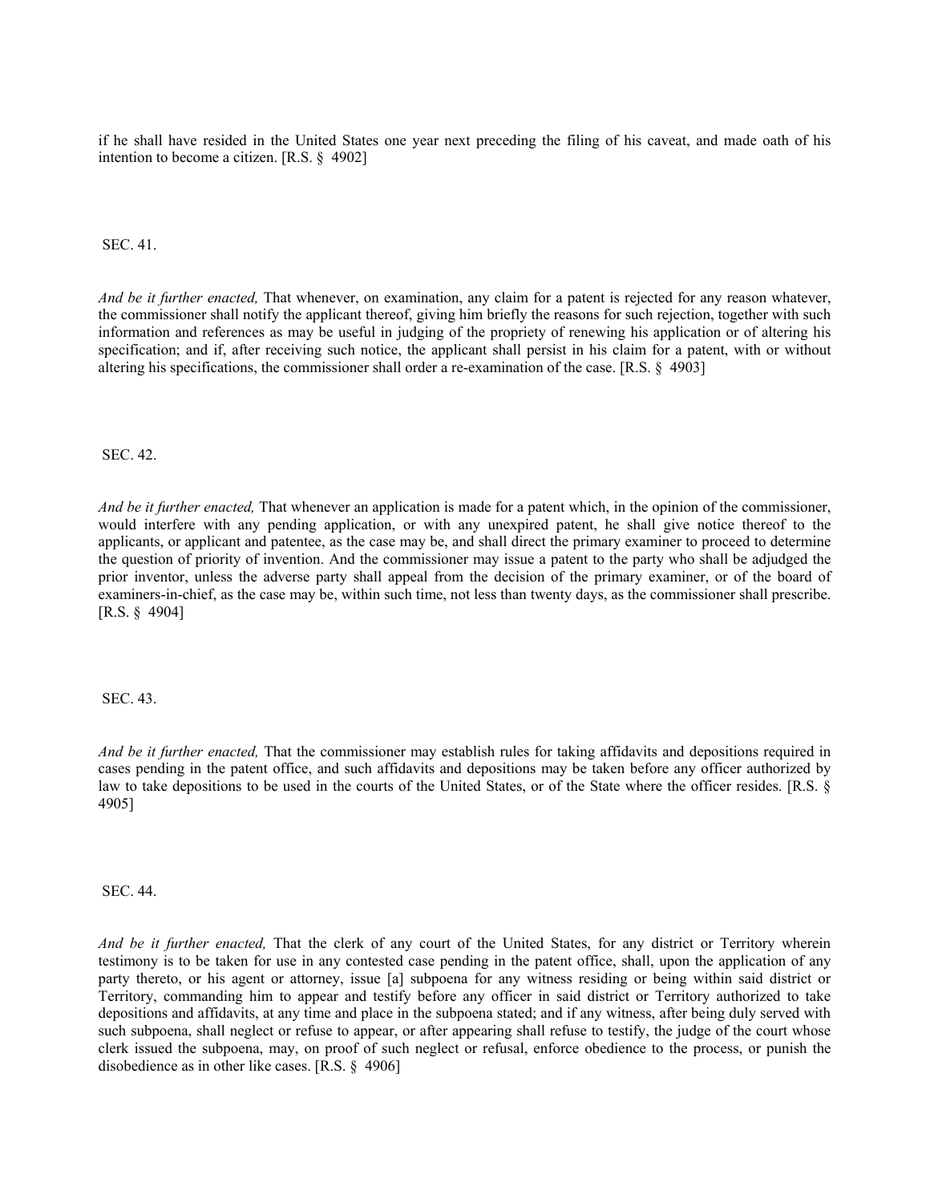if he shall have resided in the United States one year next preceding the filing of his caveat, and made oath of his intention to become a citizen. [R.S. § 4902]

SEC. 41.

*And be it further enacted,* That whenever, on examination, any claim for a patent is rejected for any reason whatever, the commissioner shall notify the applicant thereof, giving him briefly the reasons for such rejection, together with such information and references as may be useful in judging of the propriety of renewing his application or of altering his specification; and if, after receiving such notice, the applicant shall persist in his claim for a patent, with or without altering his specifications, the commissioner shall order a re-examination of the case. [R.S. § 4903]

SEC. 42.

*And be it further enacted,* That whenever an application is made for a patent which, in the opinion of the commissioner, would interfere with any pending application, or with any unexpired patent, he shall give notice thereof to the applicants, or applicant and patentee, as the case may be, and shall direct the primary examiner to proceed to determine the question of priority of invention. And the commissioner may issue a patent to the party who shall be adjudged the prior inventor, unless the adverse party shall appeal from the decision of the primary examiner, or of the board of examiners-in-chief, as the case may be, within such time, not less than twenty days, as the commissioner shall prescribe. [R.S. § 4904]

SEC. 43.

*And be it further enacted,* That the commissioner may establish rules for taking affidavits and depositions required in cases pending in the patent office, and such affidavits and depositions may be taken before any officer authorized by law to take depositions to be used in the courts of the United States, or of the State where the officer resides. [R.S. § 4905]

SEC. 44.

*And be it further enacted,* That the clerk of any court of the United States, for any district or Territory wherein testimony is to be taken for use in any contested case pending in the patent office, shall, upon the application of any party thereto, or his agent or attorney, issue [a] subpoena for any witness residing or being within said district or Territory, commanding him to appear and testify before any officer in said district or Territory authorized to take depositions and affidavits, at any time and place in the subpoena stated; and if any witness, after being duly served with such subpoena, shall neglect or refuse to appear, or after appearing shall refuse to testify, the judge of the court whose clerk issued the subpoena, may, on proof of such neglect or refusal, enforce obedience to the process, or punish the disobedience as in other like cases. [R.S. § 4906]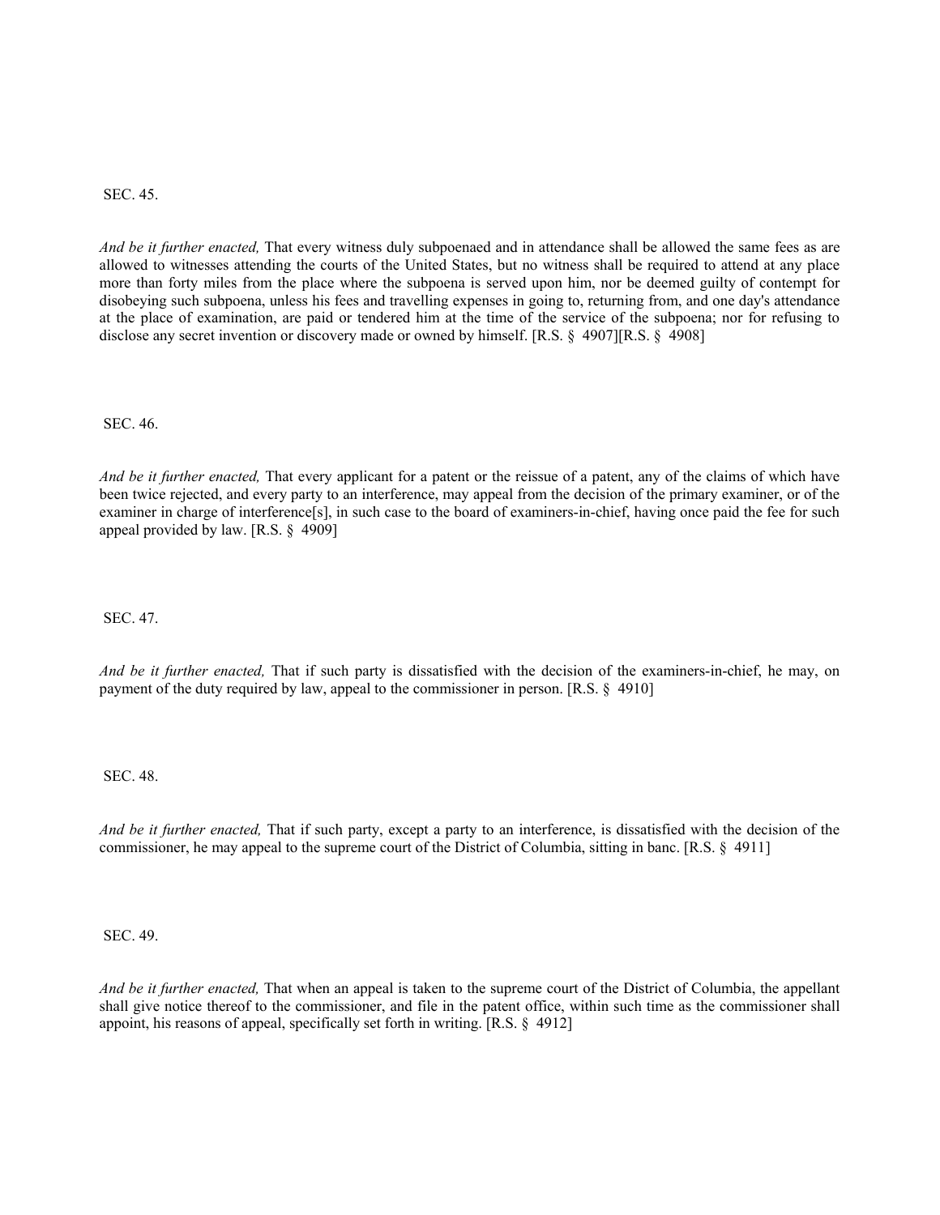SEC. 45.

*And be it further enacted,* That every witness duly subpoenaed and in attendance shall be allowed the same fees as are allowed to witnesses attending the courts of the United States, but no witness shall be required to attend at any place more than forty miles from the place where the subpoena is served upon him, nor be deemed guilty of contempt for disobeying such subpoena, unless his fees and travelling expenses in going to, returning from, and one day's attendance at the place of examination, are paid or tendered him at the time of the service of the subpoena; nor for refusing to disclose any secret invention or discovery made or owned by himself. [R.S. § 4907][R.S. § 4908]

SEC. 46.

*And be it further enacted,* That every applicant for a patent or the reissue of a patent, any of the claims of which have been twice rejected, and every party to an interference, may appeal from the decision of the primary examiner, or of the examiner in charge of interference[s], in such case to the board of examiners-in-chief, having once paid the fee for such appeal provided by law. [R.S. § 4909]

SEC. 47.

*And be it further enacted,* That if such party is dissatisfied with the decision of the examiners-in-chief, he may, on payment of the duty required by law, appeal to the commissioner in person. [R.S. § 4910]

SEC. 48.

*And be it further enacted,* That if such party, except a party to an interference, is dissatisfied with the decision of the commissioner, he may appeal to the supreme court of the District of Columbia, sitting in banc. [R.S. § 4911]

SEC. 49.

*And be it further enacted,* That when an appeal is taken to the supreme court of the District of Columbia, the appellant shall give notice thereof to the commissioner, and file in the patent office, within such time as the commissioner shall appoint, his reasons of appeal, specifically set forth in writing. [R.S. § 4912]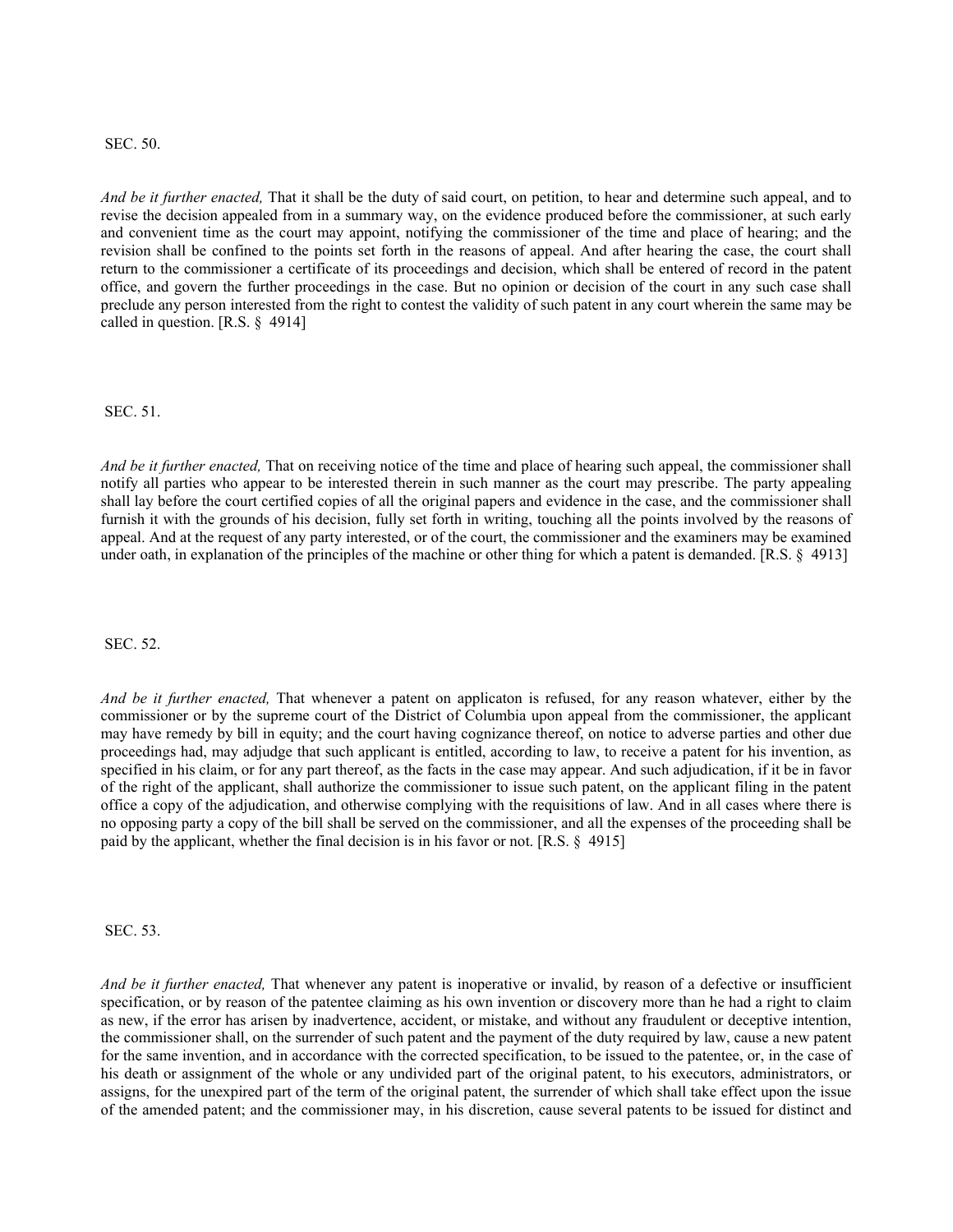SEC. 50.

*And be it further enacted,* That it shall be the duty of said court, on petition, to hear and determine such appeal, and to revise the decision appealed from in a summary way, on the evidence produced before the commissioner, at such early and convenient time as the court may appoint, notifying the commissioner of the time and place of hearing; and the revision shall be confined to the points set forth in the reasons of appeal. And after hearing the case, the court shall return to the commissioner a certificate of its proceedings and decision, which shall be entered of record in the patent office, and govern the further proceedings in the case. But no opinion or decision of the court in any such case shall preclude any person interested from the right to contest the validity of such patent in any court wherein the same may be called in question. [R.S. § 4914]

SEC. 51.

*And be it further enacted,* That on receiving notice of the time and place of hearing such appeal, the commissioner shall notify all parties who appear to be interested therein in such manner as the court may prescribe. The party appealing shall lay before the court certified copies of all the original papers and evidence in the case, and the commissioner shall furnish it with the grounds of his decision, fully set forth in writing, touching all the points involved by the reasons of appeal. And at the request of any party interested, or of the court, the commissioner and the examiners may be examined under oath, in explanation of the principles of the machine or other thing for which a patent is demanded. [R.S. § 4913]

SEC. 52.

*And be it further enacted,* That whenever a patent on applicaton is refused, for any reason whatever, either by the commissioner or by the supreme court of the District of Columbia upon appeal from the commissioner, the applicant may have remedy by bill in equity; and the court having cognizance thereof, on notice to adverse parties and other due proceedings had, may adjudge that such applicant is entitled, according to law, to receive a patent for his invention, as specified in his claim, or for any part thereof, as the facts in the case may appear. And such adjudication, if it be in favor of the right of the applicant, shall authorize the commissioner to issue such patent, on the applicant filing in the patent office a copy of the adjudication, and otherwise complying with the requisitions of law. And in all cases where there is no opposing party a copy of the bill shall be served on the commissioner, and all the expenses of the proceeding shall be paid by the applicant, whether the final decision is in his favor or not. [R.S. § 4915]

SEC. 53.

*And be it further enacted,* That whenever any patent is inoperative or invalid, by reason of a defective or insufficient specification, or by reason of the patentee claiming as his own invention or discovery more than he had a right to claim as new, if the error has arisen by inadvertence, accident, or mistake, and without any fraudulent or deceptive intention, the commissioner shall, on the surrender of such patent and the payment of the duty required by law, cause a new patent for the same invention, and in accordance with the corrected specification, to be issued to the patentee, or, in the case of his death or assignment of the whole or any undivided part of the original patent, to his executors, administrators, or assigns, for the unexpired part of the term of the original patent, the surrender of which shall take effect upon the issue of the amended patent; and the commissioner may, in his discretion, cause several patents to be issued for distinct and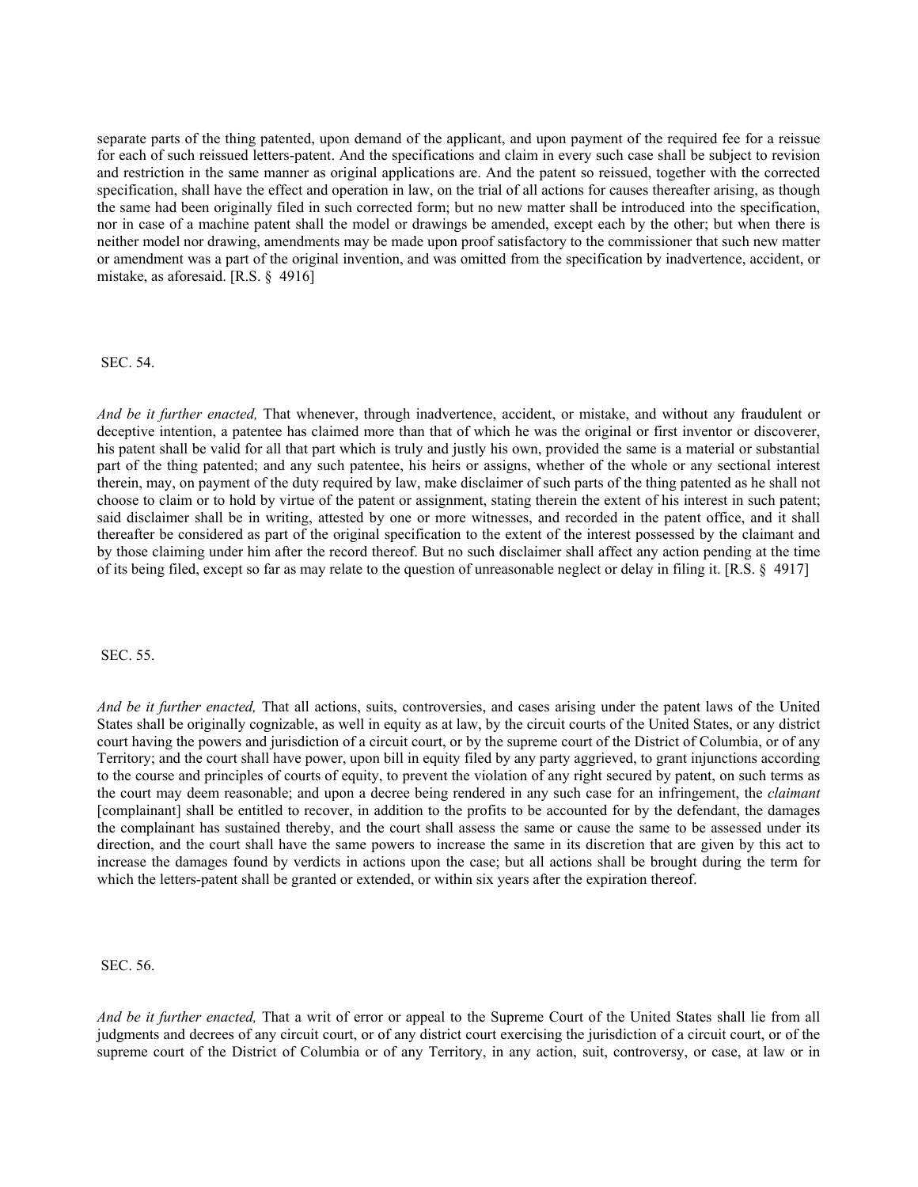separate parts of the thing patented, upon demand of the applicant, and upon payment of the required fee for a reissue for each of such reissued letters-patent. And the specifications and claim in every such case shall be subject to revision and restriction in the same manner as original applications are. And the patent so reissued, together with the corrected specification, shall have the effect and operation in law, on the trial of all actions for causes thereafter arising, as though the same had been originally filed in such corrected form; but no new matter shall be introduced into the specification, nor in case of a machine patent shall the model or drawings be amended, except each by the other; but when there is neither model nor drawing, amendments may be made upon proof satisfactory to the commissioner that such new matter or amendment was a part of the original invention, and was omitted from the specification by inadvertence, accident, or mistake, as aforesaid. [R.S. § 4916]

SEC. 54.

*And be it further enacted,* That whenever, through inadvertence, accident, or mistake, and without any fraudulent or deceptive intention, a patentee has claimed more than that of which he was the original or first inventor or discoverer, his patent shall be valid for all that part which is truly and justly his own, provided the same is a material or substantial part of the thing patented; and any such patentee, his heirs or assigns, whether of the whole or any sectional interest therein, may, on payment of the duty required by law, make disclaimer of such parts of the thing patented as he shall not choose to claim or to hold by virtue of the patent or assignment, stating therein the extent of his interest in such patent; said disclaimer shall be in writing, attested by one or more witnesses, and recorded in the patent office, and it shall thereafter be considered as part of the original specification to the extent of the interest possessed by the claimant and by those claiming under him after the record thereof. But no such disclaimer shall affect any action pending at the time of its being filed, except so far as may relate to the question of unreasonable neglect or delay in filing it. [R.S. § 4917]

SEC. 55.

*And be it further enacted,* That all actions, suits, controversies, and cases arising under the patent laws of the United States shall be originally cognizable, as well in equity as at law, by the circuit courts of the United States, or any district court having the powers and jurisdiction of a circuit court, or by the supreme court of the District of Columbia, or of any Territory; and the court shall have power, upon bill in equity filed by any party aggrieved, to grant injunctions according to the course and principles of courts of equity, to prevent the violation of any right secured by patent, on such terms as the court may deem reasonable; and upon a decree being rendered in any such case for an infringement, the *claimant* [complainant] shall be entitled to recover, in addition to the profits to be accounted for by the defendant, the damages the complainant has sustained thereby, and the court shall assess the same or cause the same to be assessed under its direction, and the court shall have the same powers to increase the same in its discretion that are given by this act to increase the damages found by verdicts in actions upon the case; but all actions shall be brought during the term for which the letters-patent shall be granted or extended, or within six years after the expiration thereof.

SEC. 56.

*And be it further enacted,* That a writ of error or appeal to the Supreme Court of the United States shall lie from all judgments and decrees of any circuit court, or of any district court exercising the jurisdiction of a circuit court, or of the supreme court of the District of Columbia or of any Territory, in any action, suit, controversy, or case, at law or in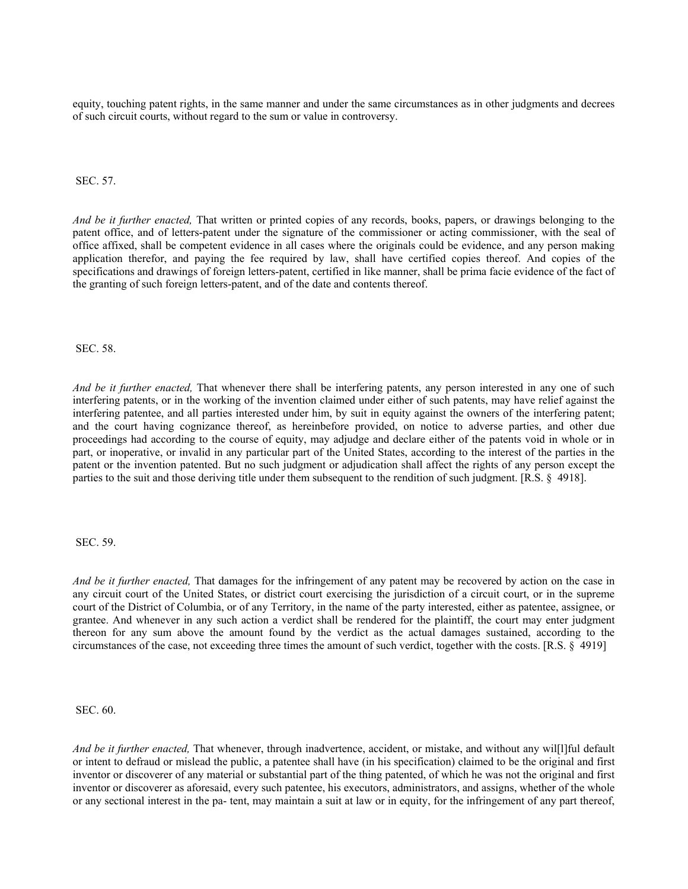equity, touching patent rights, in the same manner and under the same circumstances as in other judgments and decrees of such circuit courts, without regard to the sum or value in controversy.

SEC. 57.

*And be it further enacted,* That written or printed copies of any records, books, papers, or drawings belonging to the patent office, and of letters-patent under the signature of the commissioner or acting commissioner, with the seal of office affixed, shall be competent evidence in all cases where the originals could be evidence, and any person making application therefor, and paying the fee required by law, shall have certified copies thereof. And copies of the specifications and drawings of foreign letters-patent, certified in like manner, shall be prima facie evidence of the fact of the granting of such foreign letters-patent, and of the date and contents thereof.

SEC. 58.

*And be it further enacted,* That whenever there shall be interfering patents, any person interested in any one of such interfering patents, or in the working of the invention claimed under either of such patents, may have relief against the interfering patentee, and all parties interested under him, by suit in equity against the owners of the interfering patent; and the court having cognizance thereof, as hereinbefore provided, on notice to adverse parties, and other due proceedings had according to the course of equity, may adjudge and declare either of the patents void in whole or in part, or inoperative, or invalid in any particular part of the United States, according to the interest of the parties in the patent or the invention patented. But no such judgment or adjudication shall affect the rights of any person except the parties to the suit and those deriving title under them subsequent to the rendition of such judgment. [R.S. § 4918].

SEC. 59.

*And be it further enacted,* That damages for the infringement of any patent may be recovered by action on the case in any circuit court of the United States, or district court exercising the jurisdiction of a circuit court, or in the supreme court of the District of Columbia, or of any Territory, in the name of the party interested, either as patentee, assignee, or grantee. And whenever in any such action a verdict shall be rendered for the plaintiff, the court may enter judgment thereon for any sum above the amount found by the verdict as the actual damages sustained, according to the circumstances of the case, not exceeding three times the amount of such verdict, together with the costs. [R.S. § 4919]

SEC. 60.

*And be it further enacted,* That whenever, through inadvertence, accident, or mistake, and without any wil[l]ful default or intent to defraud or mislead the public, a patentee shall have (in his specification) claimed to be the original and first inventor or discoverer of any material or substantial part of the thing patented, of which he was not the original and first inventor or discoverer as aforesaid, every such patentee, his executors, administrators, and assigns, whether of the whole or any sectional interest in the pa- tent, may maintain a suit at law or in equity, for the infringement of any part thereof,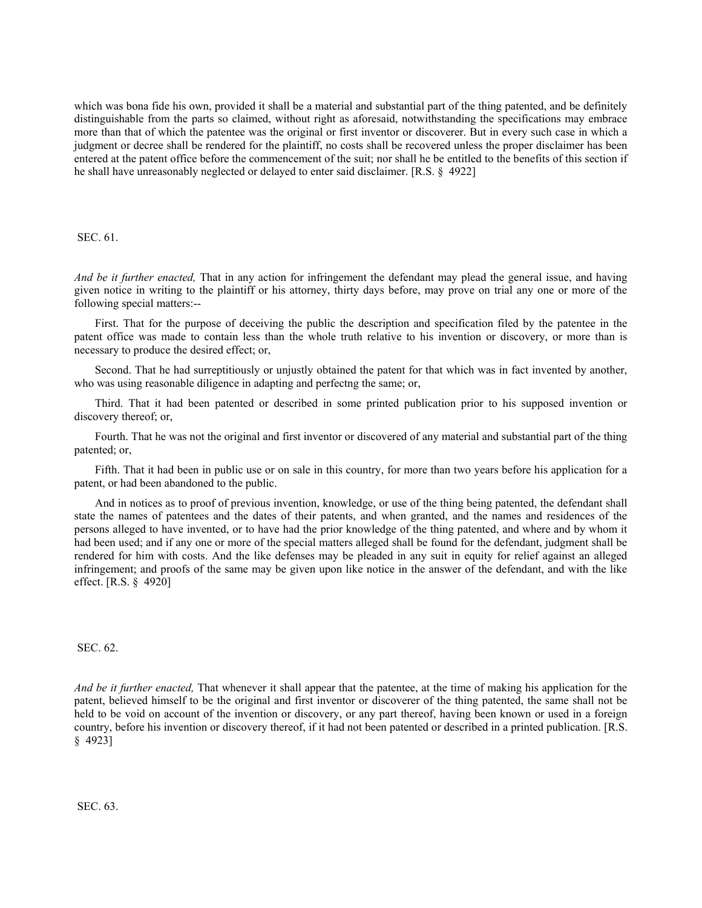which was bona fide his own, provided it shall be a material and substantial part of the thing patented, and be definitely distinguishable from the parts so claimed, without right as aforesaid, notwithstanding the specifications may embrace more than that of which the patentee was the original or first inventor or discoverer. But in every such case in which a judgment or decree shall be rendered for the plaintiff, no costs shall be recovered unless the proper disclaimer has been entered at the patent office before the commencement of the suit; nor shall he be entitled to the benefits of this section if he shall have unreasonably neglected or delayed to enter said disclaimer. [R.S. § 4922]

SEC. 61.

*And be it further enacted,* That in any action for infringement the defendant may plead the general issue, and having given notice in writing to the plaintiff or his attorney, thirty days before, may prove on trial any one or more of the following special matters:--

First. That for the purpose of deceiving the public the description and specification filed by the patentee in the patent office was made to contain less than the whole truth relative to his invention or discovery, or more than is necessary to produce the desired effect; or,

Second. That he had surreptitiously or unjustly obtained the patent for that which was in fact invented by another, who was using reasonable diligence in adapting and perfectng the same; or,

Third. That it had been patented or described in some printed publication prior to his supposed invention or discovery thereof; or,

Fourth. That he was not the original and first inventor or discovered of any material and substantial part of the thing patented; or,

Fifth. That it had been in public use or on sale in this country, for more than two years before his application for a patent, or had been abandoned to the public.

And in notices as to proof of previous invention, knowledge, or use of the thing being patented, the defendant shall state the names of patentees and the dates of their patents, and when granted, and the names and residences of the persons alleged to have invented, or to have had the prior knowledge of the thing patented, and where and by whom it had been used; and if any one or more of the special matters alleged shall be found for the defendant, judgment shall be rendered for him with costs. And the like defenses may be pleaded in any suit in equity for relief against an alleged infringement; and proofs of the same may be given upon like notice in the answer of the defendant, and with the like effect. [R.S. § 4920]

SEC. 62.

*And be it further enacted,* That whenever it shall appear that the patentee, at the time of making his application for the patent, believed himself to be the original and first inventor or discoverer of the thing patented, the same shall not be held to be void on account of the invention or discovery, or any part thereof, having been known or used in a foreign country, before his invention or discovery thereof, if it had not been patented or described in a printed publication. [R.S. § 4923]

SEC. 63.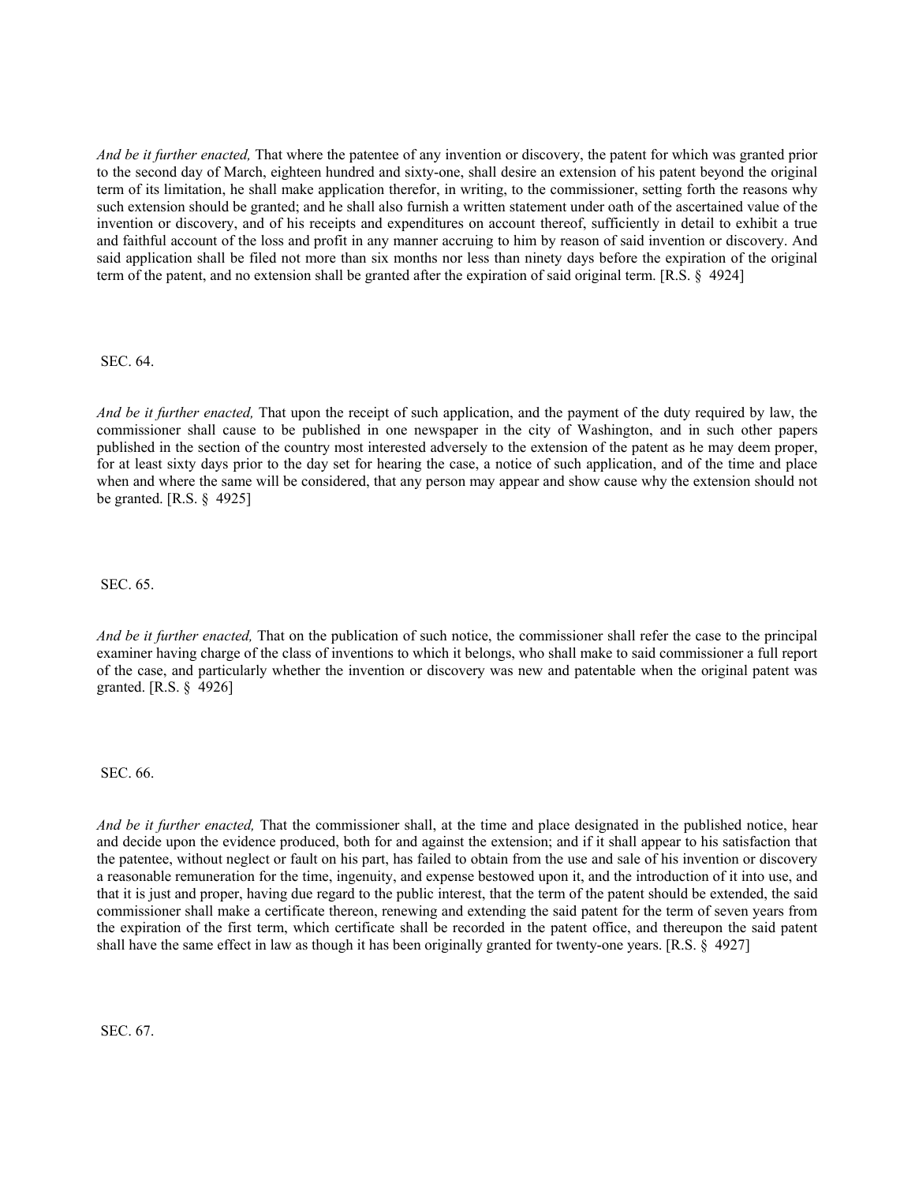*And be it further enacted,* That where the patentee of any invention or discovery, the patent for which was granted prior to the second day of March, eighteen hundred and sixty-one, shall desire an extension of his patent beyond the original term of its limitation, he shall make application therefor, in writing, to the commissioner, setting forth the reasons why such extension should be granted; and he shall also furnish a written statement under oath of the ascertained value of the invention or discovery, and of his receipts and expenditures on account thereof, sufficiently in detail to exhibit a true and faithful account of the loss and profit in any manner accruing to him by reason of said invention or discovery. And said application shall be filed not more than six months nor less than ninety days before the expiration of the original term of the patent, and no extension shall be granted after the expiration of said original term. [R.S. § 4924]

SEC. 64.

*And be it further enacted,* That upon the receipt of such application, and the payment of the duty required by law, the commissioner shall cause to be published in one newspaper in the city of Washington, and in such other papers published in the section of the country most interested adversely to the extension of the patent as he may deem proper, for at least sixty days prior to the day set for hearing the case, a notice of such application, and of the time and place when and where the same will be considered, that any person may appear and show cause why the extension should not be granted. [R.S. § 4925]

SEC. 65.

*And be it further enacted,* That on the publication of such notice, the commissioner shall refer the case to the principal examiner having charge of the class of inventions to which it belongs, who shall make to said commissioner a full report of the case, and particularly whether the invention or discovery was new and patentable when the original patent was granted. [R.S. § 4926]

SEC. 66.

*And be it further enacted,* That the commissioner shall, at the time and place designated in the published notice, hear and decide upon the evidence produced, both for and against the extension; and if it shall appear to his satisfaction that the patentee, without neglect or fault on his part, has failed to obtain from the use and sale of his invention or discovery a reasonable remuneration for the time, ingenuity, and expense bestowed upon it, and the introduction of it into use, and that it is just and proper, having due regard to the public interest, that the term of the patent should be extended, the said commissioner shall make a certificate thereon, renewing and extending the said patent for the term of seven years from the expiration of the first term, which certificate shall be recorded in the patent office, and thereupon the said patent shall have the same effect in law as though it has been originally granted for twenty-one years. [R.S. § 4927]

SEC. 67.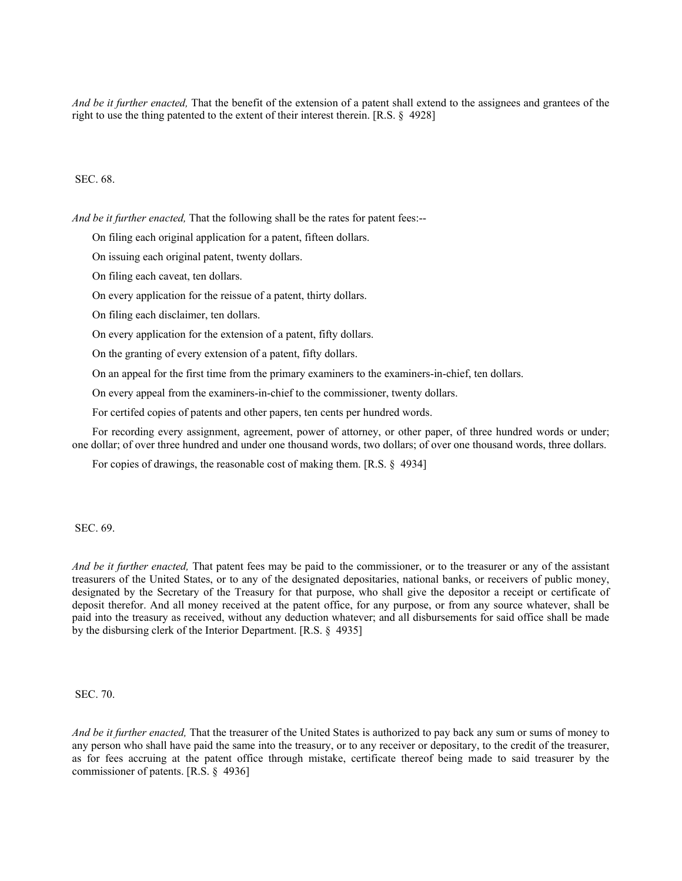*And be it further enacted,* That the benefit of the extension of a patent shall extend to the assignees and grantees of the right to use the thing patented to the extent of their interest therein. [R.S. § 4928]

SEC. 68.

*And be it further enacted,* That the following shall be the rates for patent fees:--

On filing each original application for a patent, fifteen dollars.

On issuing each original patent, twenty dollars.

On filing each caveat, ten dollars.

On every application for the reissue of a patent, thirty dollars.

On filing each disclaimer, ten dollars.

On every application for the extension of a patent, fifty dollars.

On the granting of every extension of a patent, fifty dollars.

On an appeal for the first time from the primary examiners to the examiners-in-chief, ten dollars.

On every appeal from the examiners-in-chief to the commissioner, twenty dollars.

For certifed copies of patents and other papers, ten cents per hundred words.

For recording every assignment, agreement, power of attorney, or other paper, of three hundred words or under; one dollar; of over three hundred and under one thousand words, two dollars; of over one thousand words, three dollars.

For copies of drawings, the reasonable cost of making them. [R.S. § 4934]

SEC. 69.

*And be it further enacted,* That patent fees may be paid to the commissioner, or to the treasurer or any of the assistant treasurers of the United States, or to any of the designated depositaries, national banks, or receivers of public money, designated by the Secretary of the Treasury for that purpose, who shall give the depositor a receipt or certificate of deposit therefor. And all money received at the patent office, for any purpose, or from any source whatever, shall be paid into the treasury as received, without any deduction whatever; and all disbursements for said office shall be made by the disbursing clerk of the Interior Department. [R.S. § 4935]

SEC. 70.

*And be it further enacted,* That the treasurer of the United States is authorized to pay back any sum or sums of money to any person who shall have paid the same into the treasury, or to any receiver or depositary, to the credit of the treasurer, as for fees accruing at the patent office through mistake, certificate thereof being made to said treasurer by the commissioner of patents. [R.S. § 4936]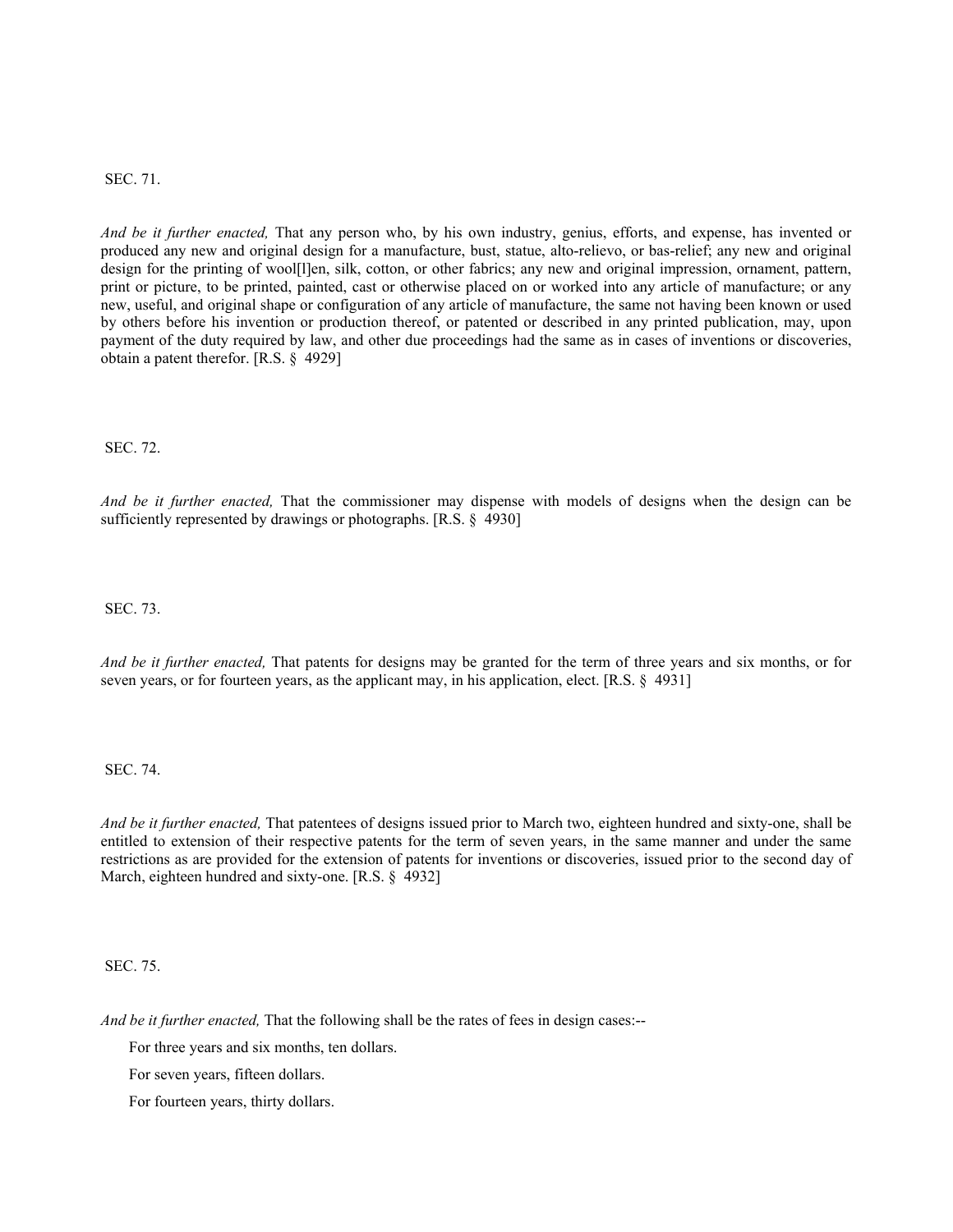SEC. 71.

*And be it further enacted,* That any person who, by his own industry, genius, efforts, and expense, has invented or produced any new and original design for a manufacture, bust, statue, alto-relievo, or bas-relief; any new and original design for the printing of wool[l]en, silk, cotton, or other fabrics; any new and original impression, ornament, pattern, print or picture, to be printed, painted, cast or otherwise placed on or worked into any article of manufacture; or any new, useful, and original shape or configuration of any article of manufacture, the same not having been known or used by others before his invention or production thereof, or patented or described in any printed publication, may, upon payment of the duty required by law, and other due proceedings had the same as in cases of inventions or discoveries, obtain a patent therefor. [R.S. § 4929]

SEC. 72.

*And be it further enacted,* That the commissioner may dispense with models of designs when the design can be sufficiently represented by drawings or photographs. [R.S. § 4930]

SEC. 73.

*And be it further enacted,* That patents for designs may be granted for the term of three years and six months, or for seven years, or for fourteen years, as the applicant may, in his application, elect. [R.S. § 4931]

SEC. 74.

*And be it further enacted,* That patentees of designs issued prior to March two, eighteen hundred and sixty-one, shall be entitled to extension of their respective patents for the term of seven years, in the same manner and under the same restrictions as are provided for the extension of patents for inventions or discoveries, issued prior to the second day of March, eighteen hundred and sixty-one. [R.S. § 4932]

SEC. 75.

*And be it further enacted,* That the following shall be the rates of fees in design cases:--

For three years and six months, ten dollars.

For seven years, fifteen dollars.

For fourteen years, thirty dollars.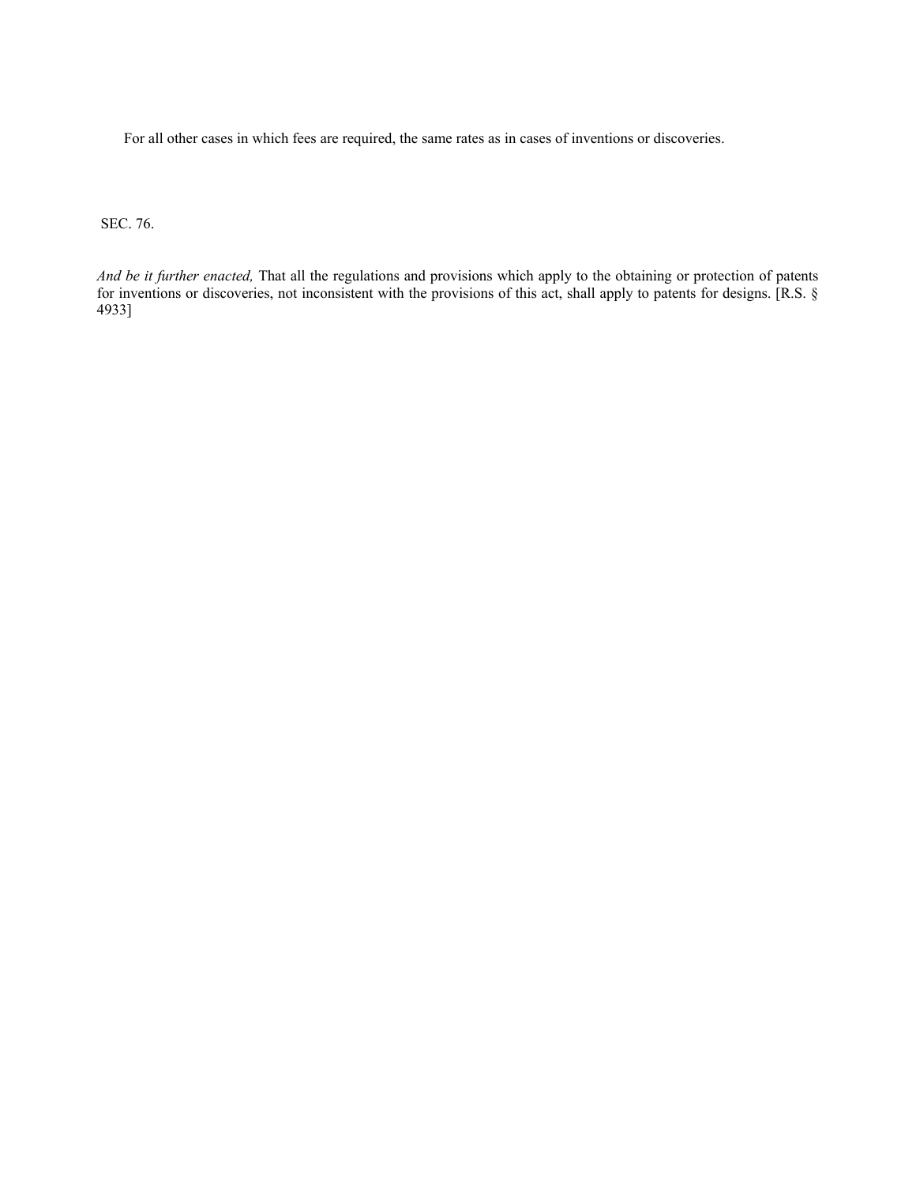For all other cases in which fees are required, the same rates as in cases of inventions or discoveries.

SEC. 76.

*And be it further enacted,* That all the regulations and provisions which apply to the obtaining or protection of patents for inventions or discoveries, not inconsistent with the provisions of this act, shall apply to patents for designs. [R.S. § 4933]